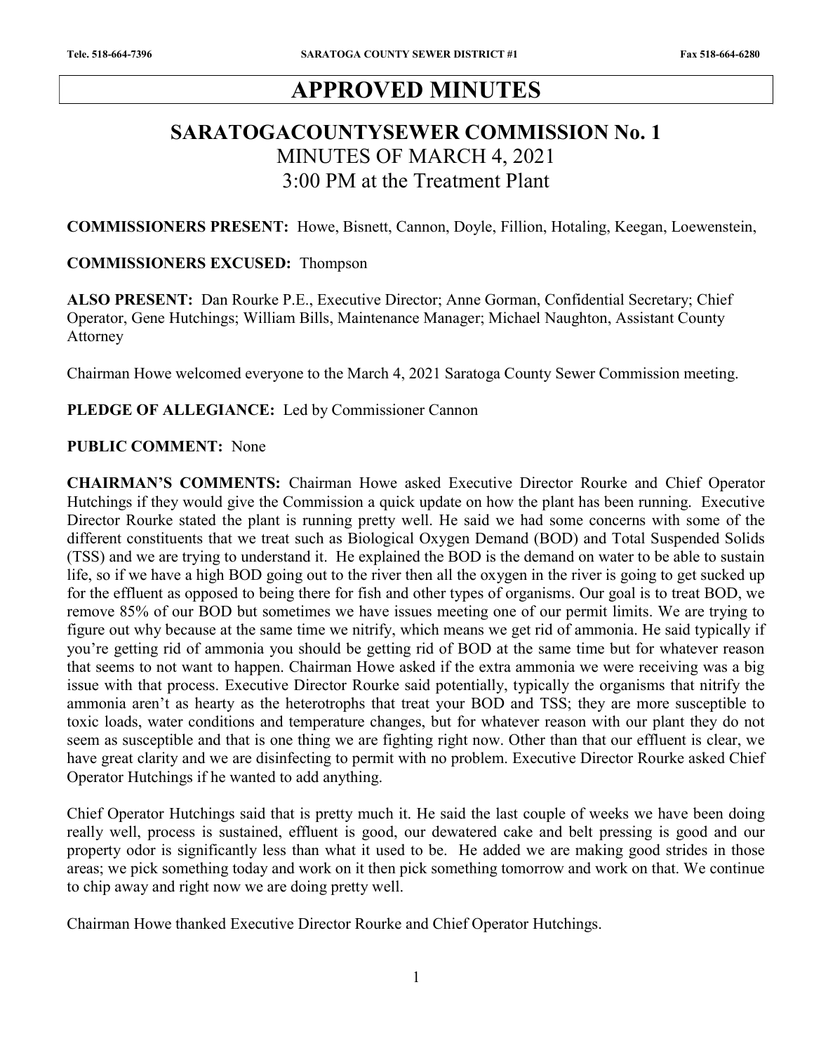# APPROVED MINUTES

## SARATOGACOUNTYSEWER COMMISSION No. 1

MINUTES OF MARCH 4, 2021

3:00 PM at the Treatment Plant

**COMMISSIONERS PRESENT:** Howe, Bisnett, Cannon, Doyle, Fillion, Hotaling, Keegan, Loewenstein,

**COMMISSIONERS EXCUSED:** Thompson

**ALSO PRESENT:** Dan Rourke P.E., Executive Director; Anne Gorman, Confidential Secretary; Chief Operator, Gene Hutchings; William Bills, Maintenance Manager; Michael Naughton, Assistant County Attorney

Chairman Howe welcomed everyone to the March 4, 2021 Saratoga County Sewer Commission meeting.

**PLEDGE OF ALLEGIANCE:** Led by Commissioner Cannon

**PUBLIC COMMENT:** None

**CHAIRMAN'S COMMENTS:** Chairman Howe asked Executive Director Rourke and Chief Operator Hutchings if they would give the Commission a quick update on how the plant has been running. Executive Director Rourke stated the plant is running pretty well. He said we had some concerns with some of the different constituents that we treat such as Biological Oxygen Demand (BOD) and Total Suspended Solids (TSS) and we are trying to understand it. He explained the BOD is the demand on water to be able to sustain life, so if we have a high BOD going out to the river then all the oxygen in the river is going to get sucked up for the effluent as opposed to being there for fish and other types of organisms. Our goal is to treat BOD, we remove 85% of our BOD but sometimes we have issues meeting one of our permit limits. We are trying to figure out why because at the same time we nitrify, which means we get rid of ammonia. He said typically if you're getting rid of ammonia you should be getting rid of BOD at the same time but for whatever reason that seems to not want to happen. Chairman Howe asked if the extra ammonia we were receiving was a big issue with that process. Executive Director Rourke said potentially, typically the organisms that nitrify the ammonia aren't as hearty as the heterotrophs that treat your BOD and TSS; they are more susceptible to toxic loads, water conditions and temperature changes, but for whatever reason with our plant they do not seem as susceptible and that is one thing we are fighting right now. Other than that our effluent is clear, we have great clarity and we are disinfecting to permit with no problem. Executive Director Rourke asked Chief Operator Hutchings if he wanted to add anything.

Chief Operator Hutchings said that is pretty much it. He said the last couple of weeks we have been doing really well, process is sustained, effluent is good, our dewatered cake and belt pressing is good and our property odor is significantly less than what it used to be. He added we are making good strides in those areas; we pick something today and work on it then pick something tomorrow and work on that. We continue to chip away and right now we are doing pretty well.

Chairman Howe thanked Executive Director Rourke and Chief Operator Hutchings.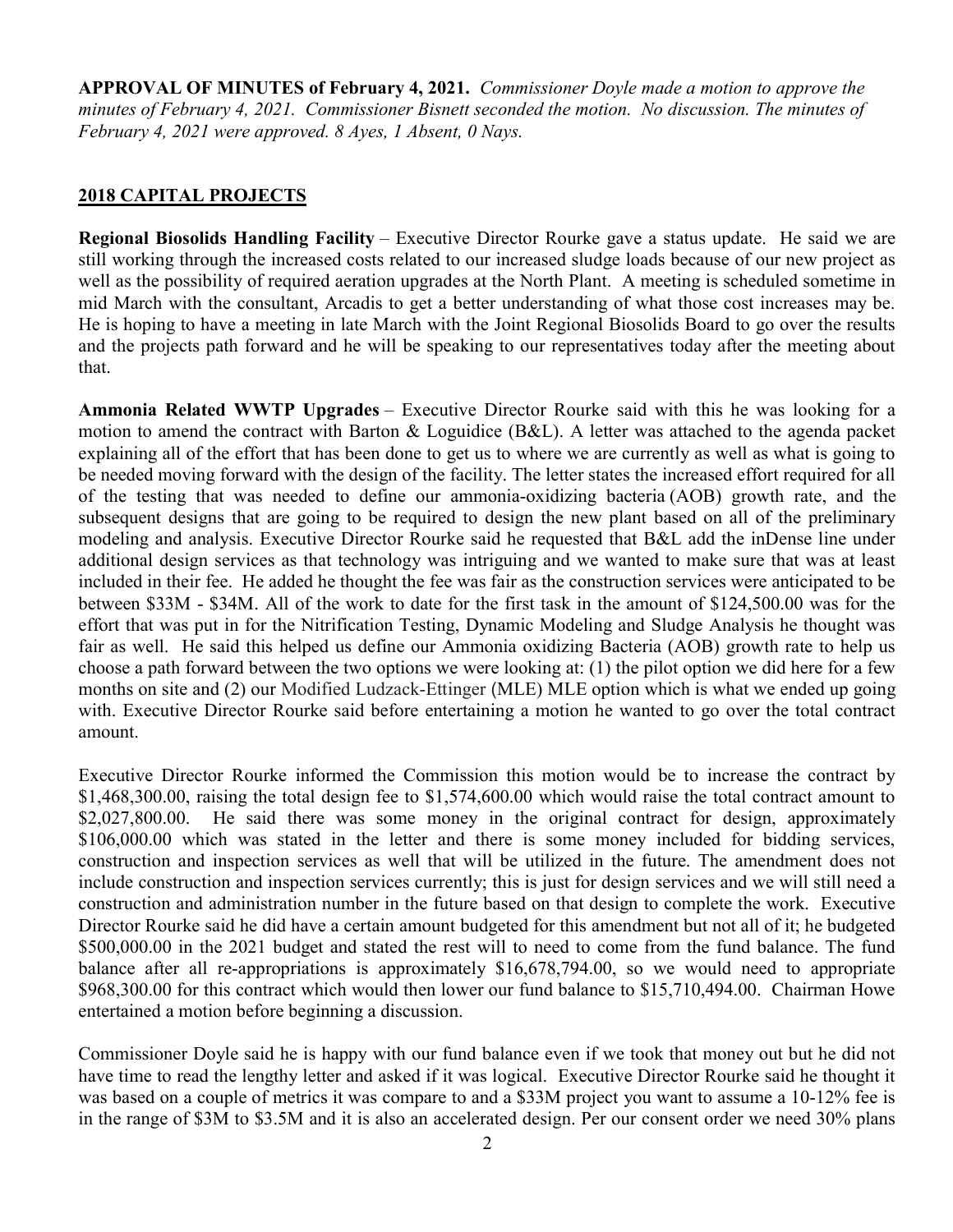**APPROVAL OF MINUTES of February 4, 2021.** *Commissioner Doyle made a motion to approve the minutes of February 4, 2021. Commissioner Bisnett seconded the motion. No discussion. The minutes of February 4, 2021 were approved. 8 Ayes, 1 Absent, 0 Nays.*

## 2018 CAPITAL PROJECTS

**Regional Biosolids Handling Facility** – Executive Director Rourke gave a status update. He said we are still working through the increased costs related to our increased sludge loads because of our new project as well as the possibility of required aeration upgrades at the North Plant. A meeting is scheduled sometime in mid March with the consultant, Arcadis to get a better understanding of what those cost increases may be. He is hoping to have a meeting in late March with the Joint Regional Biosolids Board to go over the results and the projects path forward and he will be speaking to our representatives today after the meeting about that.

**Ammonia Related WWTP Upgrades** – Executive Director Rourke said with this he was looking for a motion to amend the contract with Barton & Loguidice (B&L). A letter was attached to the agenda packet explaining all of the effort that has been done to get us to where we are currently as well as what is going to be needed moving forward with the design of the facility. The letter states the increased effort required for all of the testing that was needed to define our ammonia-oxidizing bacteria (AOB) growth rate, and the subsequent designs that are going to be required to design the new plant based on all of the preliminary modeling and analysis. Executive Director Rourke said he requested that B&L add the inDense line under additional design services as that technology was intriguing and we wanted to make sure that was at least included in their fee. He added he thought the fee was fair as the construction services were anticipated to be between $33M - $34M. All of the work to date for the first task in the amount of $124,500.00 was for the effort that was put in for the Nitrification Testing, Dynamic Modeling and Sludge Analysis he thought was fair as well. He said this helped us define our Ammonia oxidizing Bacteria (AOB) growth rate to help us choose a path forward between the two options we were looking at: (1) the pilot option we did here for a few months on site and (2) our Modified Ludzack-Ettinger (MLE) MLE option which is what we ended up going with. Executive Director Rourke said before entertaining a motion he wanted to go over the total contract amount.

Executive Director Rourke informed the Commission this motion would be to increase the contract by $1,468,300.00, raising the total design fee to $1,574,600.00 which would raise the total contract amount to $2,027,800.00. He said there was some money in the original contract for design, approximately $106,000.00 which was stated in the letter and there is some money included for bidding services, construction and inspection services as well that will be utilized in the future. The amendment does not include construction and inspection services currently; this is just for design services and we will still need a construction and administration number in the future based on that design to complete the work. Executive Director Rourke said he did have a certain amount budgeted for this amendment but not all of it; he budgeted $500,000.00 in the 2021 budget and stated the rest will to need to come from the fund balance. The fund balance after all re-appropriations is approximately $16,678,794.00, so we would need to appropriate $968,300.00 for this contract which would then lower our fund balance to $15,710,494.00. Chairman Howe entertained a motion before beginning a discussion.

Commissioner Doyle said he is happy with our fund balance even if we took that money out but he did not have time to read the lengthy letter and asked if it was logical. Executive Director Rourke said he thought it was based on a couple of metrics it was compare to and a $33M project you want to assume a 10-12% fee is in the range of $3M to $3.5M and it is also an accelerated design. Per our consent order we need 30% plans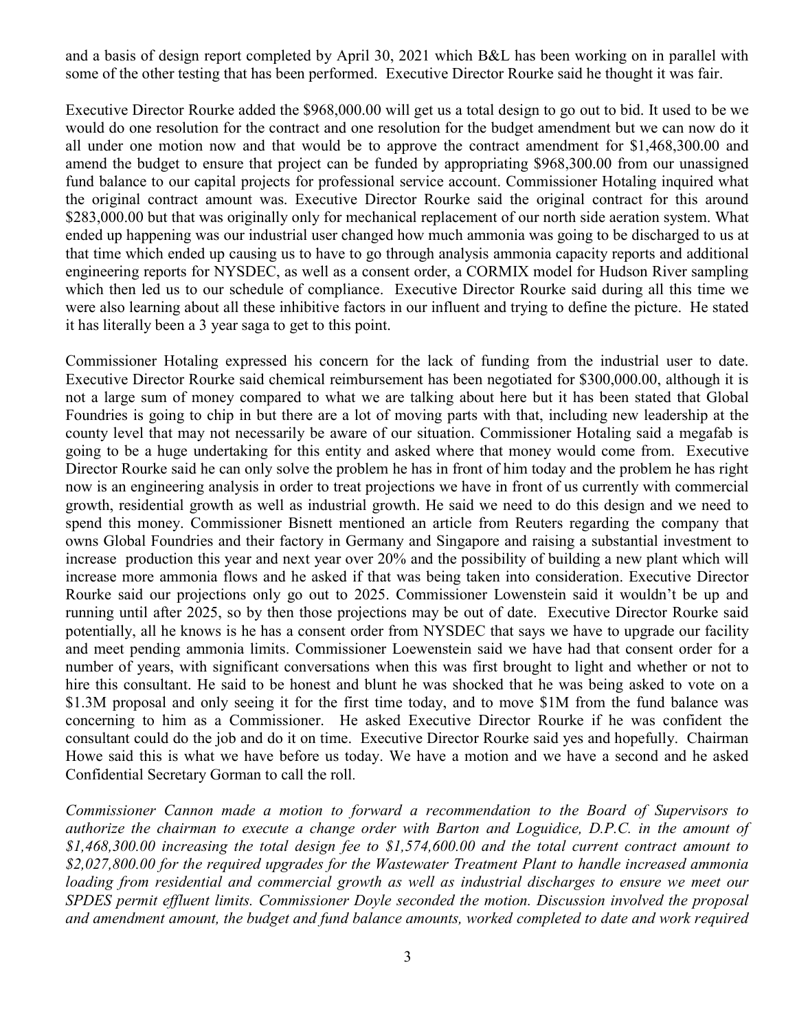and a basis of design report completed by April 30, 2021 which B&L has been working on in parallel with some of the other testing that has been performed. Executive Director Rourke said he thought it was fair.

Executive Director Rourke added the $968,000.00 will get us a total design to go out to bid. It used to be we would do one resolution for the contract and one resolution for the budget amendment but we can now do it all under one motion now and that would be to approve the contract amendment for $1,468,300.00 and amend the budget to ensure that project can be funded by appropriating $968,300.00 from our unassigned fund balance to our capital projects for professional service account. Commissioner Hotaling inquired what the original contract amount was. Executive Director Rourke said the original contract for this around $283,000.00 but that was originally only for mechanical replacement of our north side aeration system. What ended up happening was our industrial user changed how much ammonia was going to be discharged to us at that time which ended up causing us to have to go through analysis ammonia capacity reports and additional engineering reports for NYSDEC, as well as a consent order, a CORMIX model for Hudson River sampling which then led us to our schedule of compliance. Executive Director Rourke said during all this time we were also learning about all these inhibitive factors in our influent and trying to define the picture. He stated it has literally been a 3 year saga to get to this point.

Commissioner Hotaling expressed his concern for the lack of funding from the industrial user to date. Executive Director Rourke said chemical reimbursement has been negotiated for $300,000.00, although it is not a large sum of money compared to what we are talking about here but it has been stated that Global Foundries is going to chip in but there are a lot of moving parts with that, including new leadership at the county level that may not necessarily be aware of our situation. Commissioner Hotaling said a megafab is going to be a huge undertaking for this entity and asked where that money would come from. Executive Director Rourke said he can only solve the problem he has in front of him today and the problem he has right now is an engineering analysis in order to treat projections we have in front of us currently with commercial growth, residential growth as well as industrial growth. He said we need to do this design and we need to spend this money. Commissioner Bisnett mentioned an article from Reuters regarding the company that owns Global Foundries and their factory in Germany and Singapore and raising a substantial investment to increase production this year and next year over 20% and the possibility of building a new plant which will increase more ammonia flows and he asked if that was being taken into consideration. Executive Director Rourke said our projections only go out to 2025. Commissioner Lowenstein said it wouldn't be up and running until after 2025, so by then those projections may be out of date. Executive Director Rourke said potentially, all he knows is he has a consent order from NYSDEC that says we have to upgrade our facility and meet pending ammonia limits. Commissioner Loewenstein said we have had that consent order for a number of years, with significant conversations when this was first brought to light and whether or not to hire this consultant. He said to be honest and blunt he was shocked that he was being asked to vote on a $1.3M proposal and only seeing it for the first time today, and to move $1M from the fund balance was concerning to him as a Commissioner. He asked Executive Director Rourke if he was confident the consultant could do the job and do it on time. Executive Director Rourke said yes and hopefully. Chairman Howe said this is what we have before us today. We have a motion and we have a second and he asked Confidential Secretary Gorman to call the roll.

*Commissioner Cannon made a motion to forward a recommendation to the Board of Supervisors to authorize the chairman to execute a change order with Barton and Loguidice, D.P.C. in the amount of $1,468,300.00 increasing the total design fee to $1,574,600.00 and the total current contract amount to $2,027,800.00 for the required upgrades for the Wastewater Treatment Plant to handle increased ammonia loading from residential and commercial growth as well as industrial discharges to ensure we meet our SPDES permit effluent limits. Commissioner Doyle seconded the motion. Discussion involved the proposal and amendment amount, the budget and fund balance amounts, worked completed to date and work required*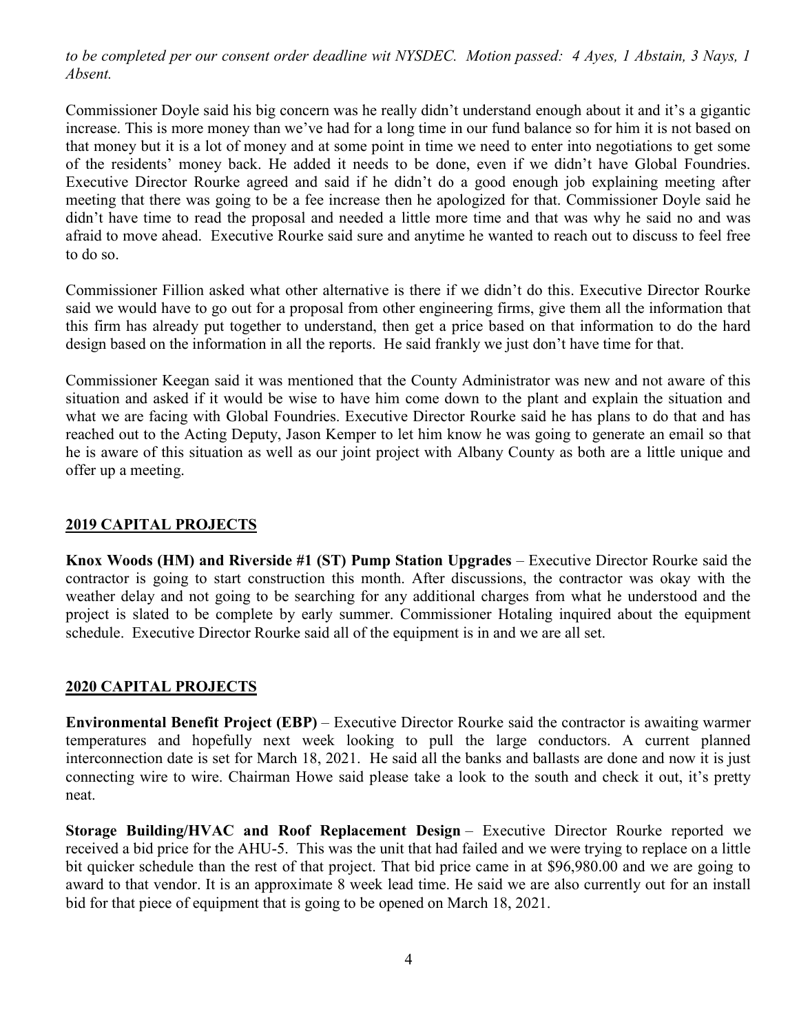*to be completed per our consent order deadline wit NYSDEC. Motion passed: 4 Ayes, 1 Abstain, 3 Nays, 1 Absent.*

Commissioner Doyle said his big concern was he really didn't understand enough about it and it's a gigantic increase. This is more money than we've had for a long time in our fund balance so for him it is not based on that money but it is a lot of money and at some point in time we need to enter into negotiations to get some of the residents' money back. He added it needs to be done, even if we didn't have Global Foundries. Executive Director Rourke agreed and said if he didn't do a good enough job explaining meeting after meeting that there was going to be a fee increase then he apologized for that. Commissioner Doyle said he didn't have time to read the proposal and needed a little more time and that was why he said no and was afraid to move ahead. Executive Rourke said sure and anytime he wanted to reach out to discuss to feel free to do so.

Commissioner Fillion asked what other alternative is there if we didn't do this. Executive Director Rourke said we would have to go out for a proposal from other engineering firms, give them all the information that this firm has already put together to understand, then get a price based on that information to do the hard design based on the information in all the reports. He said frankly we just don't have time for that.

Commissioner Keegan said it was mentioned that the County Administrator was new and not aware of this situation and asked if it would be wise to have him come down to the plant and explain the situation and what we are facing with Global Foundries. Executive Director Rourke said he has plans to do that and has reached out to the Acting Deputy, Jason Kemper to let him know he was going to generate an email so that he is aware of this situation as well as our joint project with Albany County as both are a little unique and offer up a meeting.

## 2019 CAPITAL PROJECTS

**Knox Woods (HM) and Riverside #1 (ST) Pump Station Upgrades** – Executive Director Rourke said the contractor is going to start construction this month. After discussions, the contractor was okay with the weather delay and not going to be searching for any additional charges from what he understood and the project is slated to be complete by early summer. Commissioner Hotaling inquired about the equipment schedule. Executive Director Rourke said all of the equipment is in and we are all set.

## 2020 CAPITAL PROJECTS

**Environmental Benefit Project (EBP)** – Executive Director Rourke said the contractor is awaiting warmer temperatures and hopefully next week looking to pull the large conductors. A current planned interconnection date is set for March 18, 2021. He said all the banks and ballasts are done and now it is just connecting wire to wire. Chairman Howe said please take a look to the south and check it out, it's pretty neat.

**Storage Building/HVAC and Roof Replacement Design** – Executive Director Rourke reported we received a bid price for the AHU-5. This was the unit that had failed and we were trying to replace on a little bit quicker schedule than the rest of that project. That bid price came in at $96,980.00 and we are going to award to that vendor. It is an approximate 8 week lead time. He said we are also currently out for an install bid for that piece of equipment that is going to be opened on March 18, 2021.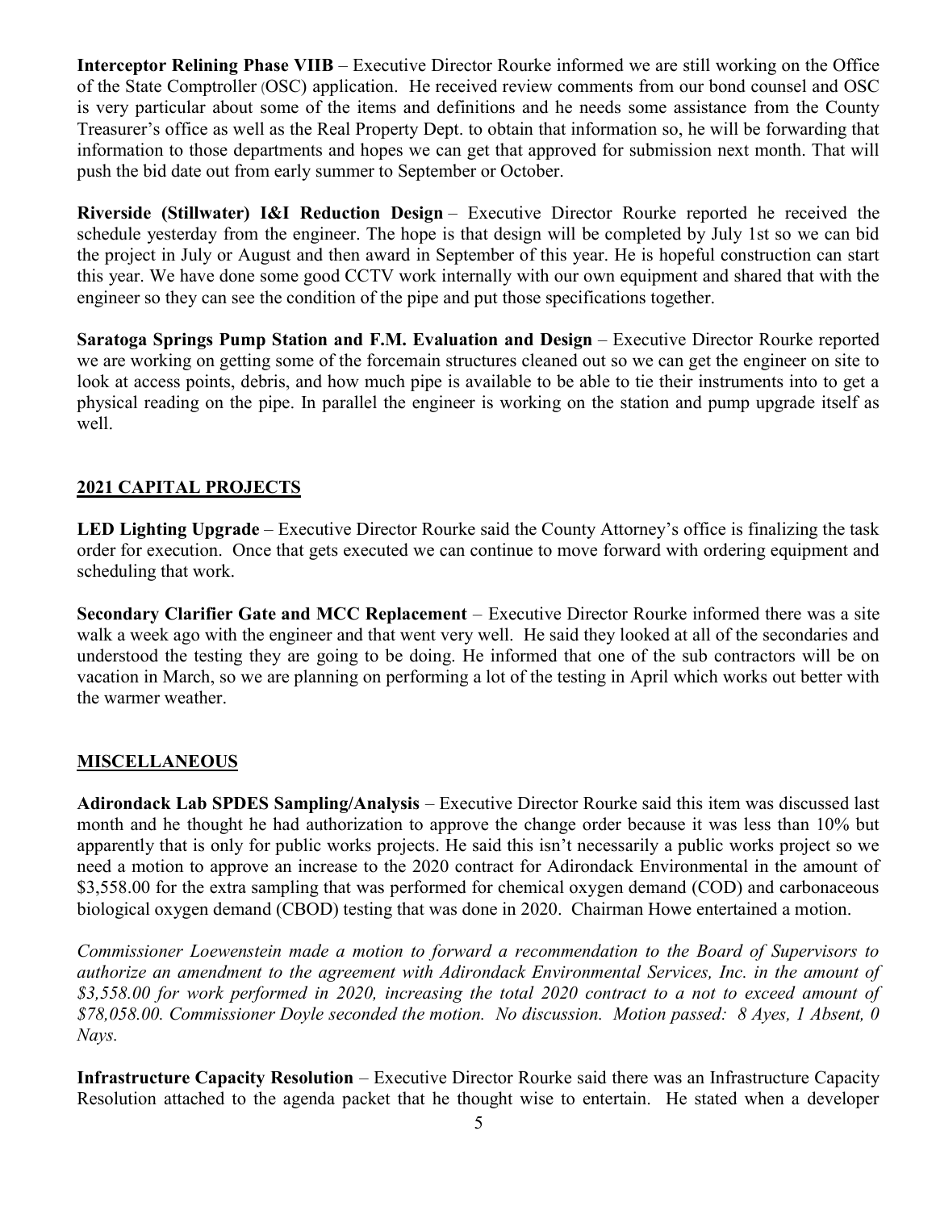**Interceptor Relining Phase VIIB** – Executive Director Rourke informed we are still working on the Office of the State Comptroller (OSC) application. He received review comments from our bond counsel and OSC is very particular about some of the items and definitions and he needs some assistance from the County Treasurer's office as well as the Real Property Dept. to obtain that information so, he will be forwarding that information to those departments and hopes we can get that approved for submission next month. That will push the bid date out from early summer to September or October.

**Riverside (Stillwater) I&I Reduction Design** – Executive Director Rourke reported he received the schedule yesterday from the engineer. The hope is that design will be completed by July 1st so we can bid the project in July or August and then award in September of this year. He is hopeful construction can start this year. We have done some good CCTV work internally with our own equipment and shared that with the engineer so they can see the condition of the pipe and put those specifications together.

**Saratoga Springs Pump Station and F.M. Evaluation and Design** – Executive Director Rourke reported we are working on getting some of the forcemain structures cleaned out so we can get the engineer on site to look at access points, debris, and how much pipe is available to be able to tie their instruments into to get a physical reading on the pipe. In parallel the engineer is working on the station and pump upgrade itself as well.

## 2021 CAPITAL PROJECTS

**LED Lighting Upgrade** – Executive Director Rourke said the County Attorney's office is finalizing the task order for execution. Once that gets executed we can continue to move forward with ordering equipment and scheduling that work.

**Secondary Clarifier Gate and MCC Replacement** – Executive Director Rourke informed there was a site walk a week ago with the engineer and that went very well. He said they looked at all of the secondaries and understood the testing they are going to be doing. He informed that one of the sub contractors will be on vacation in March, so we are planning on performing a lot of the testing in April which works out better with the warmer weather.

## MISCELLANEOUS

**Adirondack Lab SPDES Sampling/Analysis** – Executive Director Rourke said this item was discussed last month and he thought he had authorization to approve the change order because it was less than 10% but apparently that is only for public works projects. He said this isn't necessarily a public works project so we need a motion to approve an increase to the 2020 contract for Adirondack Environmental in the amount of $3,558.00 for the extra sampling that was performed for chemical oxygen demand (COD) and carbonaceous biological oxygen demand (CBOD) testing that was done in 2020. Chairman Howe entertained a motion.

*Commissioner Loewenstein made a motion to forward a recommendation to the Board of Supervisors to authorize an amendment to the agreement with Adirondack Environmental Services, Inc. in the amount of $3,558.00 for work performed in 2020, increasing the total 2020 contract to a not to exceed amount of $78,058.00. Commissioner Doyle seconded the motion. No discussion. Motion passed: 8 Ayes, 1 Absent, 0 Nays.*

**Infrastructure Capacity Resolution** – Executive Director Rourke said there was an Infrastructure Capacity Resolution attached to the agenda packet that he thought wise to entertain. He stated when a developer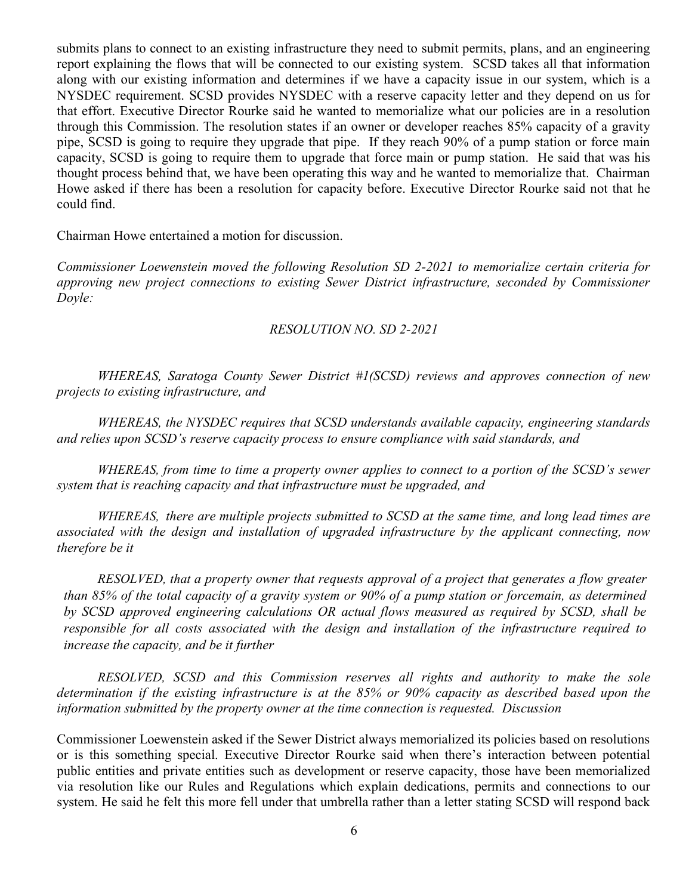submits plans to connect to an existing infrastructure they need to submit permits, plans, and an engineering report explaining the flows that will be connected to our existing system. SCSD takes all that information along with our existing information and determines if we have a capacity issue in our system, which is a NYSDEC requirement. SCSD provides NYSDEC with a reserve capacity letter and they depend on us for that effort. Executive Director Rourke said he wanted to memorialize what our policies are in a resolution through this Commission. The resolution states if an owner or developer reaches 85% capacity of a gravity pipe, SCSD is going to require they upgrade that pipe. If they reach 90% of a pump station or force main capacity, SCSD is going to require them to upgrade that force main or pump station. He said that was his thought process behind that, we have been operating this way and he wanted to memorialize that. Chairman Howe asked if there has been a resolution for capacity before. Executive Director Rourke said not that he could find.

Chairman Howe entertained a motion for discussion.

*Commissioner Loewenstein moved the following Resolution SD 2-2021 to memorialize certain criteria for approving new project connections to existing Sewer District infrastructure, seconded by Commissioner Doyle:*

*RESOLUTION NO. SD 2-2021*

*WHEREAS, Saratoga County Sewer District #1(SCSD) reviews and approves connection of new projects to existing infrastructure, and*

*WHEREAS, the NYSDEC requires that SCSD understands available capacity, engineering standards and relies upon SCSD's reserve capacity process to ensure compliance with said standards, and*

*WHEREAS, from time to time a property owner applies to connect to a portion of the SCSD's sewer system that is reaching capacity and that infrastructure must be upgraded, and*

*WHEREAS, there are multiple projects submitted to SCSD at the same time, and long lead times are associated with the design and installation of upgraded infrastructure by the applicant connecting, now therefore be it*

*RESOLVED, that a property owner that requests approval of a project that generates a flow greater than 85% of the total capacity of a gravity system or 90% of a pump station or forcemain, as determined by SCSD approved engineering calculations OR actual flows measured as required by SCSD, shall be responsible for all costs associated with the design and installation of the infrastructure required to increase the capacity, and be it further*

*RESOLVED, SCSD and this Commission reserves all rights and authority to make the sole determination if the existing infrastructure is at the 85% or 90% capacity as described based upon the information submitted by the property owner at the time connection is requested. Discussion*

Commissioner Loewenstein asked if the Sewer District always memorialized its policies based on resolutions or is this something special. Executive Director Rourke said when there's interaction between potential public entities and private entities such as development or reserve capacity, those have been memorialized via resolution like our Rules and Regulations which explain dedications, permits and connections to our system. He said he felt this more fell under that umbrella rather than a letter stating SCSD will respond back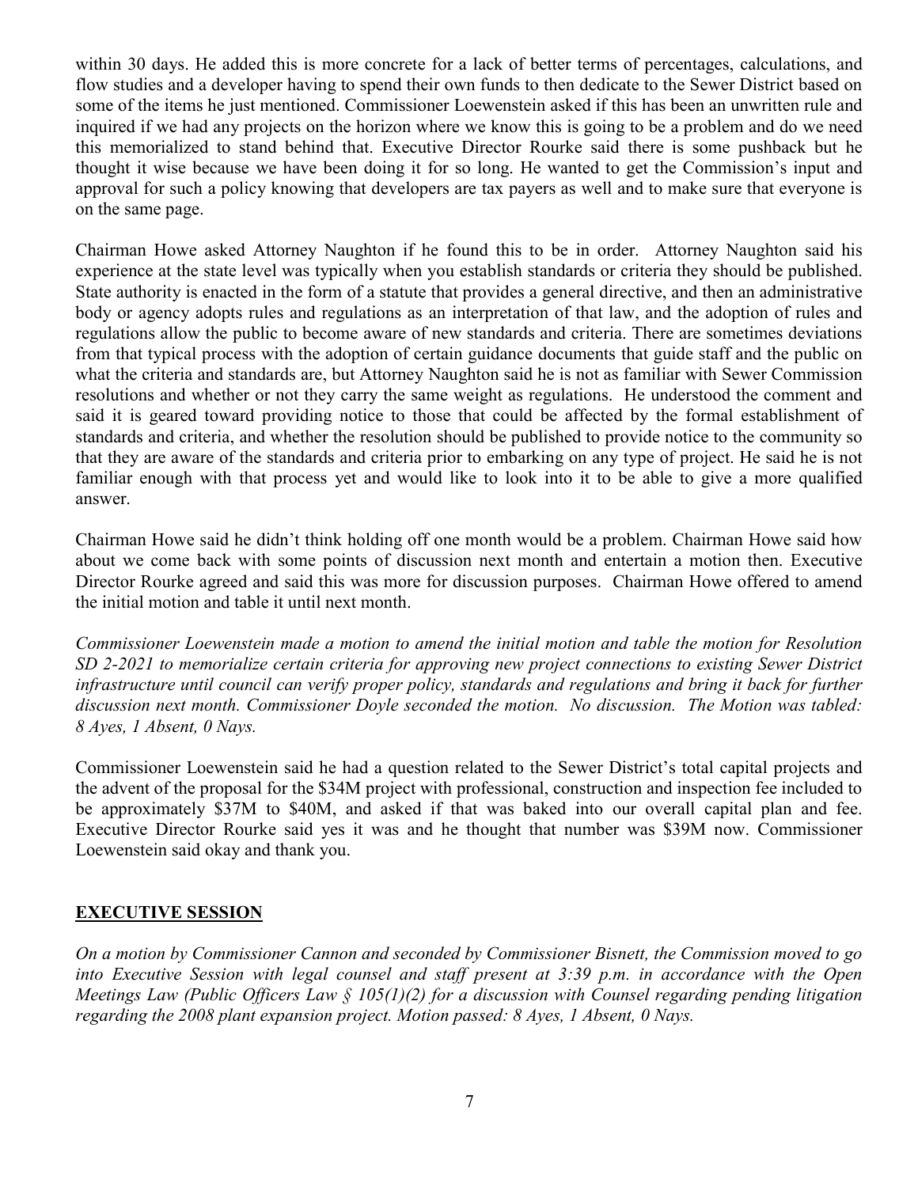within 30 days. He added this is more concrete for a lack of better terms of percentages, calculations, and flow studies and a developer having to spend their own funds to then dedicate to the Sewer District based on some of the items he just mentioned. Commissioner Loewenstein asked if this has been an unwritten rule and inquired if we had any projects on the horizon where we know this is going to be a problem and do we need this memorialized to stand behind that. Executive Director Rourke said there is some pushback but he thought it wise because we have been doing it for so long. He wanted to get the Commission's input and approval for such a policy knowing that developers are tax payers as well and to make sure that everyone is on the same page.

Chairman Howe asked Attorney Naughton if he found this to be in order. Attorney Naughton said his experience at the state level was typically when you establish standards or criteria they should be published. State authority is enacted in the form of a statute that provides a general directive, and then an administrative body or agency adopts rules and regulations as an interpretation of that law, and the adoption of rules and regulations allow the public to become aware of new standards and criteria. There are sometimes deviations from that typical process with the adoption of certain guidance documents that guide staff and the public on what the criteria and standards are, but Attorney Naughton said he is not as familiar with Sewer Commission resolutions and whether or not they carry the same weight as regulations. He understood the comment and said it is geared toward providing notice to those that could be affected by the formal establishment of standards and criteria, and whether the resolution should be published to provide notice to the community so that they are aware of the standards and criteria prior to embarking on any type of project. He said he is not familiar enough with that process yet and would like to look into it to be able to give a more qualified answer.

Chairman Howe said he didn't think holding off one month would be a problem. Chairman Howe said how about we come back with some points of discussion next month and entertain a motion then. Executive Director Rourke agreed and said this was more for discussion purposes. Chairman Howe offered to amend the initial motion and table it until next month.

*Commissioner Loewenstein made a motion to amend the initial motion and table the motion for Resolution SD 2-2021 to memorialize certain criteria for approving new project connections to existing Sewer District infrastructure until council can verify proper policy, standards and regulations and bring it back for further discussion next month. Commissioner Doyle seconded the motion. No discussion. The Motion was tabled: 8 Ayes, 1 Absent, 0 Nays.*

Commissioner Loewenstein said he had a question related to the Sewer District's total capital projects and the advent of the proposal for the $34M project with professional, construction and inspection fee included to be approximately $37M to $40M, and asked if that was baked into our overall capital plan and fee. Executive Director Rourke said yes it was and he thought that number was $39M now. Commissioner Loewenstein said okay and thank you.

## EXECUTIVE SESSION

*On a motion by Commissioner Cannon and seconded by Commissioner Bisnett, the Commission moved to go into Executive Session with legal counsel and staff present at 3:39 p.m. in accordance with the Open Meetings Law (Public Officers Law § 105(1)(2) for a discussion with Counsel regarding pending litigation regarding the 2008 plant expansion project. Motion passed: 8 Ayes, 1 Absent, 0 Nays.*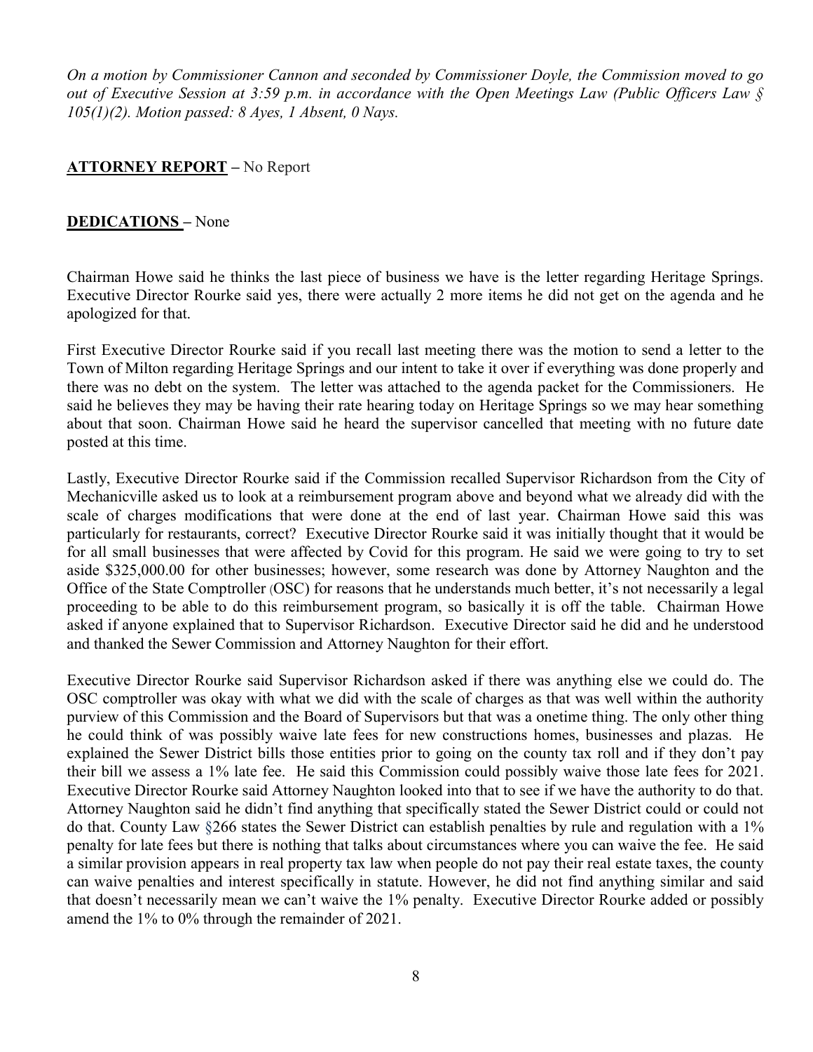*On a motion by Commissioner Cannon and seconded by Commissioner Doyle, the Commission moved to go out of Executive Session at 3:59 p.m. in accordance with the Open Meetings Law (Public Officers Law § 105(1)(2). Motion passed: 8 Ayes, 1 Absent, 0 Nays.*

**ATTORNEY REPORT** – No Report

**DEDICATIONS** – None

Chairman Howe said he thinks the last piece of business we have is the letter regarding Heritage Springs. Executive Director Rourke said yes, there were actually 2 more items he did not get on the agenda and he apologized for that.

First Executive Director Rourke said if you recall last meeting there was the motion to send a letter to the Town of Milton regarding Heritage Springs and our intent to take it over if everything was done properly and there was no debt on the system. The letter was attached to the agenda packet for the Commissioners. He said he believes they may be having their rate hearing today on Heritage Springs so we may hear something about that soon. Chairman Howe said he heard the supervisor cancelled that meeting with no future date posted at this time.

Lastly, Executive Director Rourke said if the Commission recalled Supervisor Richardson from the City of Mechanicville asked us to look at a reimbursement program above and beyond what we already did with the scale of charges modifications that were done at the end of last year. Chairman Howe said this was particularly for restaurants, correct? Executive Director Rourke said it was initially thought that it would be for all small businesses that were affected by Covid for this program. He said we were going to try to set aside $325,000.00 for other businesses; however, some research was done by Attorney Naughton and the Office of the State Comptroller (OSC) for reasons that he understands much better, it's not necessarily a legal proceeding to be able to do this reimbursement program, so basically it is off the table. Chairman Howe asked if anyone explained that to Supervisor Richardson. Executive Director said he did and he understood and thanked the Sewer Commission and Attorney Naughton for their effort.

Executive Director Rourke said Supervisor Richardson asked if there was anything else we could do. The OSC comptroller was okay with what we did with the scale of charges as that was well within the authority purview of this Commission and the Board of Supervisors but that was a onetime thing. The only other thing he could think of was possibly waive late fees for new constructions homes, businesses and plazas. He explained the Sewer District bills those entities prior to going on the county tax roll and if they don't pay their bill we assess a 1% late fee. He said this Commission could possibly waive those late fees for 2021. Executive Director Rourke said Attorney Naughton looked into that to see if we have the authority to do that. Attorney Naughton said he didn't find anything that specifically stated the Sewer District could or could not do that. County Law §266 states the Sewer District can establish penalties by rule and regulation with a 1% penalty for late fees but there is nothing that talks about circumstances where you can waive the fee. He said a similar provision appears in real property tax law when people do not pay their real estate taxes, the county can waive penalties and interest specifically in statute. However, he did not find anything similar and said that doesn't necessarily mean we can't waive the 1% penalty. Executive Director Rourke added or possibly amend the 1% to 0% through the remainder of 2021.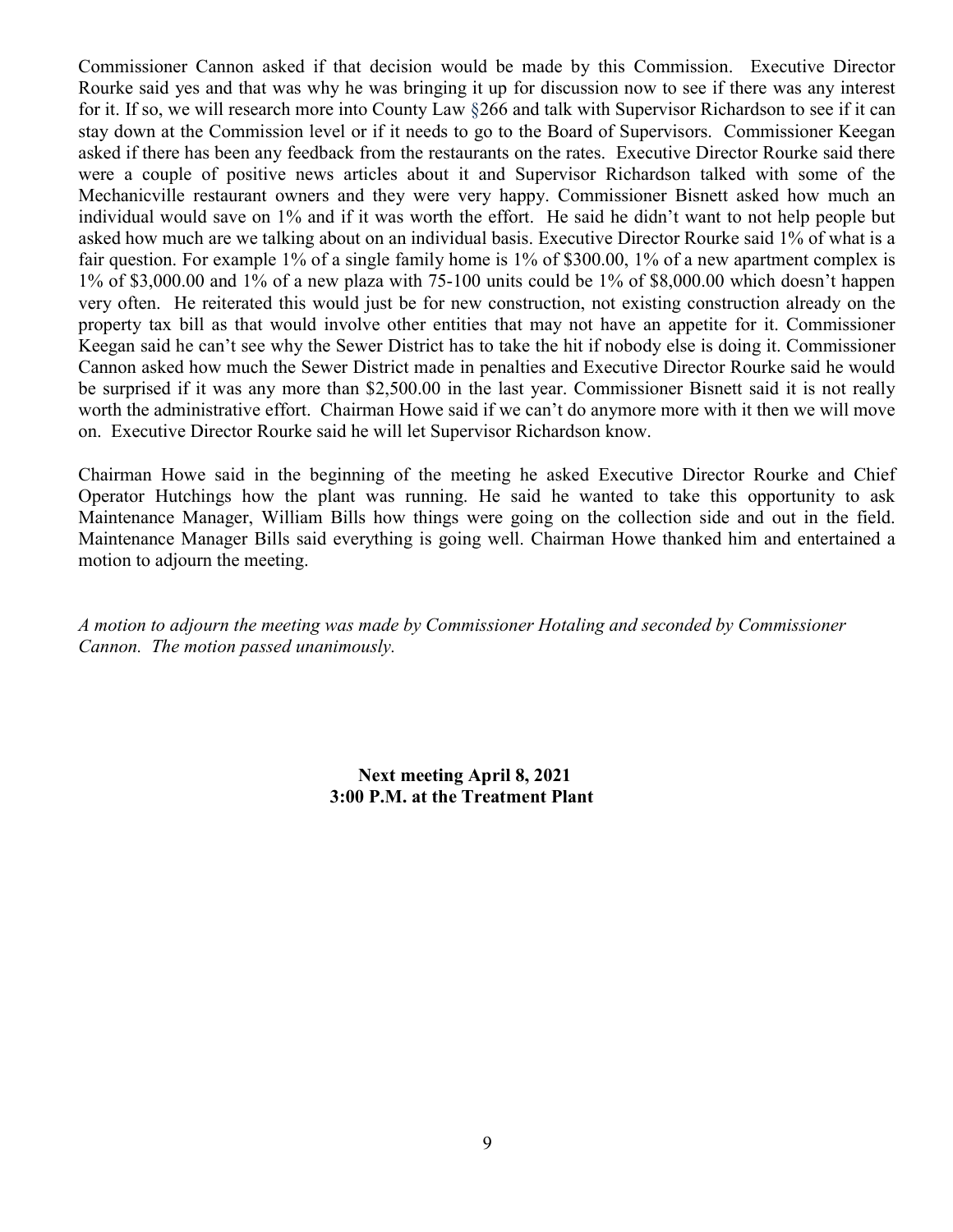Commissioner Cannon asked if that decision would be made by this Commission. Executive Director Rourke said yes and that was why he was bringing it up for discussion now to see if there was any interest for it. If so, we will research more into County Law §266 and talk with Supervisor Richardson to see if it can stay down at the Commission level or if it needs to go to the Board of Supervisors. Commissioner Keegan asked if there has been any feedback from the restaurants on the rates. Executive Director Rourke said there were a couple of positive news articles about it and Supervisor Richardson talked with some of the Mechanicville restaurant owners and they were very happy. Commissioner Bisnett asked how much an individual would save on 1% and if it was worth the effort. He said he didn't want to not help people but asked how much are we talking about on an individual basis. Executive Director Rourke said 1% of what is a fair question. For example 1% of a single family home is 1% of $300.00, 1% of a new apartment complex is 1% of $3,000.00 and 1% of a new plaza with 75-100 units could be 1% of $8,000.00 which doesn't happen very often. He reiterated this would just be for new construction, not existing construction already on the property tax bill as that would involve other entities that may not have an appetite for it. Commissioner Keegan said he can't see why the Sewer District has to take the hit if nobody else is doing it. Commissioner Cannon asked how much the Sewer District made in penalties and Executive Director Rourke said he would be surprised if it was any more than $2,500.00 in the last year. Commissioner Bisnett said it is not really worth the administrative effort. Chairman Howe said if we can't do anymore more with it then we will move on. Executive Director Rourke said he will let Supervisor Richardson know.

Chairman Howe said in the beginning of the meeting he asked Executive Director Rourke and Chief Operator Hutchings how the plant was running. He said he wanted to take this opportunity to ask Maintenance Manager, William Bills how things were going on the collection side and out in the field. Maintenance Manager Bills said everything is going well. Chairman Howe thanked him and entertained a motion to adjourn the meeting.

*A motion to adjourn the meeting was made by Commissioner Hotaling and seconded by Commissioner Cannon. The motion passed unanimously.*

**Next meeting April 8, 2021**
**3:00 P.M. at the Treatment Plant**